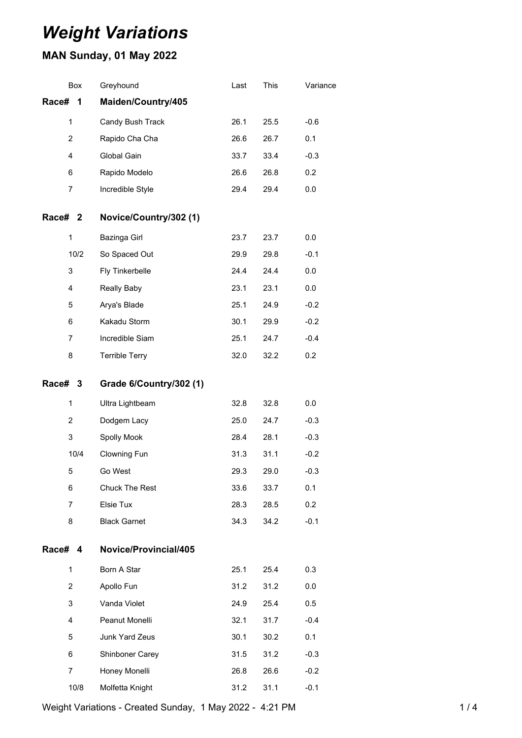# *Weight Variations*

## MAN Sunday, 01 May 2022

| Box | Greyhound | Last | This | Variance |
|---|---|---|---|---|
| **Race# 1** | **Maiden/Country/405** | | | |
| 1 | Candy Bush Track | 26.1 | 25.5 | -0.6 |
| 2 | Rapido Cha Cha | 26.6 | 26.7 | 0.1 |
| 4 | Global Gain | 33.7 | 33.4 | -0.3 |
| 6 | Rapido Modelo | 26.6 | 26.8 | 0.2 |
| 7 | Incredible Style | 29.4 | 29.4 | 0.0 |
| **Race# 2** | **Novice/Country/302 (1)** | | | |
| 1 | Bazinga Girl | 23.7 | 23.7 | 0.0 |
| 10/2 | So Spaced Out | 29.9 | 29.8 | -0.1 |
| 3 | Fly Tinkerbelle | 24.4 | 24.4 | 0.0 |
| 4 | Really Baby | 23.1 | 23.1 | 0.0 |
| 5 | Arya's Blade | 25.1 | 24.9 | -0.2 |
| 6 | Kakadu Storm | 30.1 | 29.9 | -0.2 |
| 7 | Incredible Siam | 25.1 | 24.7 | -0.4 |
| 8 | Terrible Terry | 32.0 | 32.2 | 0.2 |
| **Race# 3** | **Grade 6/Country/302 (1)** | | | |
| 1 | Ultra Lightbeam | 32.8 | 32.8 | 0.0 |
| 2 | Dodgem Lacy | 25.0 | 24.7 | -0.3 |
| 3 | Spolly Mook | 28.4 | 28.1 | -0.3 |
| 10/4 | Clowning Fun | 31.3 | 31.1 | -0.2 |
| 5 | Go West | 29.3 | 29.0 | -0.3 |
| 6 | Chuck The Rest | 33.6 | 33.7 | 0.1 |
| 7 | Elsie Tux | 28.3 | 28.5 | 0.2 |
| 8 | Black Garnet | 34.3 | 34.2 | -0.1 |
| **Race# 4** | **Novice/Provincial/405** | | | |
| 1 | Born A Star | 25.1 | 25.4 | 0.3 |
| 2 | Apollo Fun | 31.2 | 31.2 | 0.0 |
| 3 | Vanda Violet | 24.9 | 25.4 | 0.5 |
| 4 | Peanut Monelli | 32.1 | 31.7 | -0.4 |
| 5 | Junk Yard Zeus | 30.1 | 30.2 | 0.1 |
| 6 | Shinboner Carey | 31.5 | 31.2 | -0.3 |
| 7 | Honey Monelli | 26.8 | 26.6 | -0.2 |
| 10/8 | Molfetta Knight | 31.2 | 31.1 | -0.1 |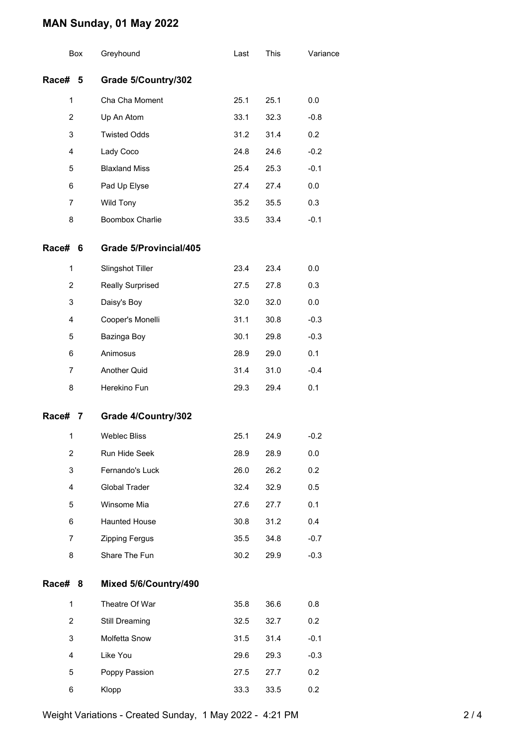# MAN Sunday, 01 May 2022

| Box | Greyhound | Last | This | Variance |
|---|---|---|---|---|
| **Race# 5** | **Grade 5/Country/302** | | | |
| 1 | Cha Cha Moment | 25.1 | 25.1 | 0.0 |
| 2 | Up An Atom | 33.1 | 32.3 | -0.8 |
| 3 | Twisted Odds | 31.2 | 31.4 | 0.2 |
| 4 | Lady Coco | 24.8 | 24.6 | -0.2 |
| 5 | Blaxland Miss | 25.4 | 25.3 | -0.1 |
| 6 | Pad Up Elyse | 27.4 | 27.4 | 0.0 |
| 7 | Wild Tony | 35.2 | 35.5 | 0.3 |
| 8 | Boombox Charlie | 33.5 | 33.4 | -0.1 |
| **Race# 6** | **Grade 5/Provincial/405** | | | |
| 1 | Slingshot Tiller | 23.4 | 23.4 | 0.0 |
| 2 | Really Surprised | 27.5 | 27.8 | 0.3 |
| 3 | Daisy's Boy | 32.0 | 32.0 | 0.0 |
| 4 | Cooper's Monelli | 31.1 | 30.8 | -0.3 |
| 5 | Bazinga Boy | 30.1 | 29.8 | -0.3 |
| 6 | Animosus | 28.9 | 29.0 | 0.1 |
| 7 | Another Quid | 31.4 | 31.0 | -0.4 |
| 8 | Herekino Fun | 29.3 | 29.4 | 0.1 |
| **Race# 7** | **Grade 4/Country/302** | | | |
| 1 | Weblec Bliss | 25.1 | 24.9 | -0.2 |
| 2 | Run Hide Seek | 28.9 | 28.9 | 0.0 |
| 3 | Fernando's Luck | 26.0 | 26.2 | 0.2 |
| 4 | Global Trader | 32.4 | 32.9 | 0.5 |
| 5 | Winsome Mia | 27.6 | 27.7 | 0.1 |
| 6 | Haunted House | 30.8 | 31.2 | 0.4 |
| 7 | Zipping Fergus | 35.5 | 34.8 | -0.7 |
| 8 | Share The Fun | 30.2 | 29.9 | -0.3 |
| **Race# 8** | **Mixed 5/6/Country/490** | | | |
| 1 | Theatre Of War | 35.8 | 36.6 | 0.8 |
| 2 | Still Dreaming | 32.5 | 32.7 | 0.2 |
| 3 | Molfetta Snow | 31.5 | 31.4 | -0.1 |
| 4 | Like You | 29.6 | 29.3 | -0.3 |
| 5 | Poppy Passion | 27.5 | 27.7 | 0.2 |
| 6 | Klopp | 33.3 | 33.5 | 0.2 |

Weight Variations - Created Sunday, 1 May 2022 - 4:21 PM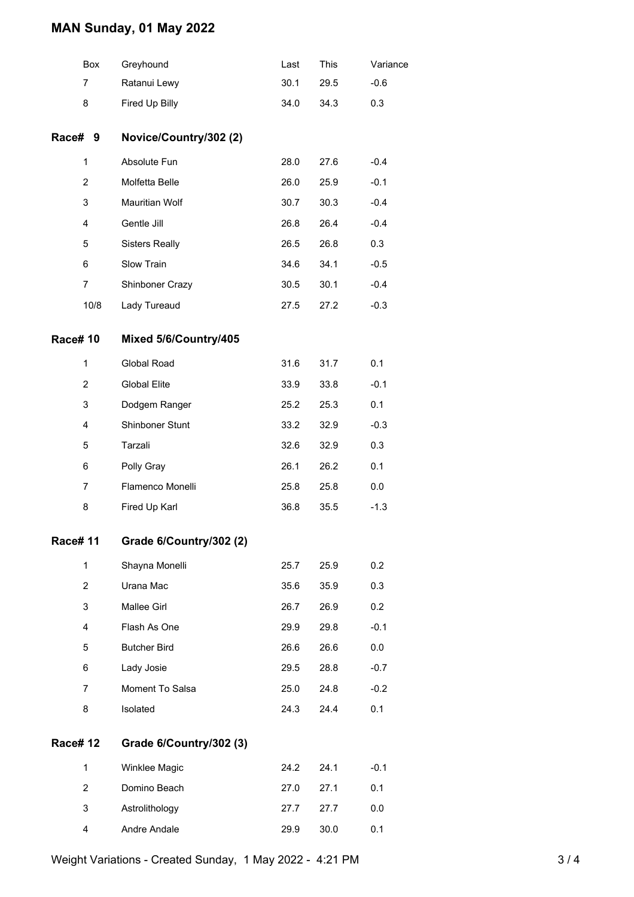# MAN Sunday, 01 May 2022

| Box | Greyhound | Last | This | Variance |
|---|---|---|---|---|
| 7 | Ratanui Lewy | 30.1 | 29.5 | -0.6 |
| 8 | Fired Up Billy | 34.0 | 34.3 | 0.3 |

## Race# 9 Novice/Country/302 (2)

| Box | Greyhound | Last | This | Variance |
|---|---|---|---|---|
| 1 | Absolute Fun | 28.0 | 27.6 | -0.4 |
| 2 | Molfetta Belle | 26.0 | 25.9 | -0.1 |
| 3 | Mauritian Wolf | 30.7 | 30.3 | -0.4 |
| 4 | Gentle Jill | 26.8 | 26.4 | -0.4 |
| 5 | Sisters Really | 26.5 | 26.8 | 0.3 |
| 6 | Slow Train | 34.6 | 34.1 | -0.5 |
| 7 | Shinboner Crazy | 30.5 | 30.1 | -0.4 |
| 10/8 | Lady Tureaud | 27.5 | 27.2 | -0.3 |

## Race# 10 Mixed 5/6/Country/405

| Box | Greyhound | Last | This | Variance |
|---|---|---|---|---|
| 1 | Global Road | 31.6 | 31.7 | 0.1 |
| 2 | Global Elite | 33.9 | 33.8 | -0.1 |
| 3 | Dodgem Ranger | 25.2 | 25.3 | 0.1 |
| 4 | Shinboner Stunt | 33.2 | 32.9 | -0.3 |
| 5 | Tarzali | 32.6 | 32.9 | 0.3 |
| 6 | Polly Gray | 26.1 | 26.2 | 0.1 |
| 7 | Flamenco Monelli | 25.8 | 25.8 | 0.0 |
| 8 | Fired Up Karl | 36.8 | 35.5 | -1.3 |

## Race# 11 Grade 6/Country/302 (2)

| Box | Greyhound | Last | This | Variance |
|---|---|---|---|---|
| 1 | Shayna Monelli | 25.7 | 25.9 | 0.2 |
| 2 | Urana Mac | 35.6 | 35.9 | 0.3 |
| 3 | Mallee Girl | 26.7 | 26.9 | 0.2 |
| 4 | Flash As One | 29.9 | 29.8 | -0.1 |
| 5 | Butcher Bird | 26.6 | 26.6 | 0.0 |
| 6 | Lady Josie | 29.5 | 28.8 | -0.7 |
| 7 | Moment To Salsa | 25.0 | 24.8 | -0.2 |
| 8 | Isolated | 24.3 | 24.4 | 0.1 |

## Race# 12 Grade 6/Country/302 (3)

| Box | Greyhound | Last | This | Variance |
|---|---|---|---|---|
| 1 | Winklee Magic | 24.2 | 24.1 | -0.1 |
| 2 | Domino Beach | 27.0 | 27.1 | 0.1 |
| 3 | Astrolithology | 27.7 | 27.7 | 0.0 |
| 4 | Andre Andale | 29.9 | 30.0 | 0.1 |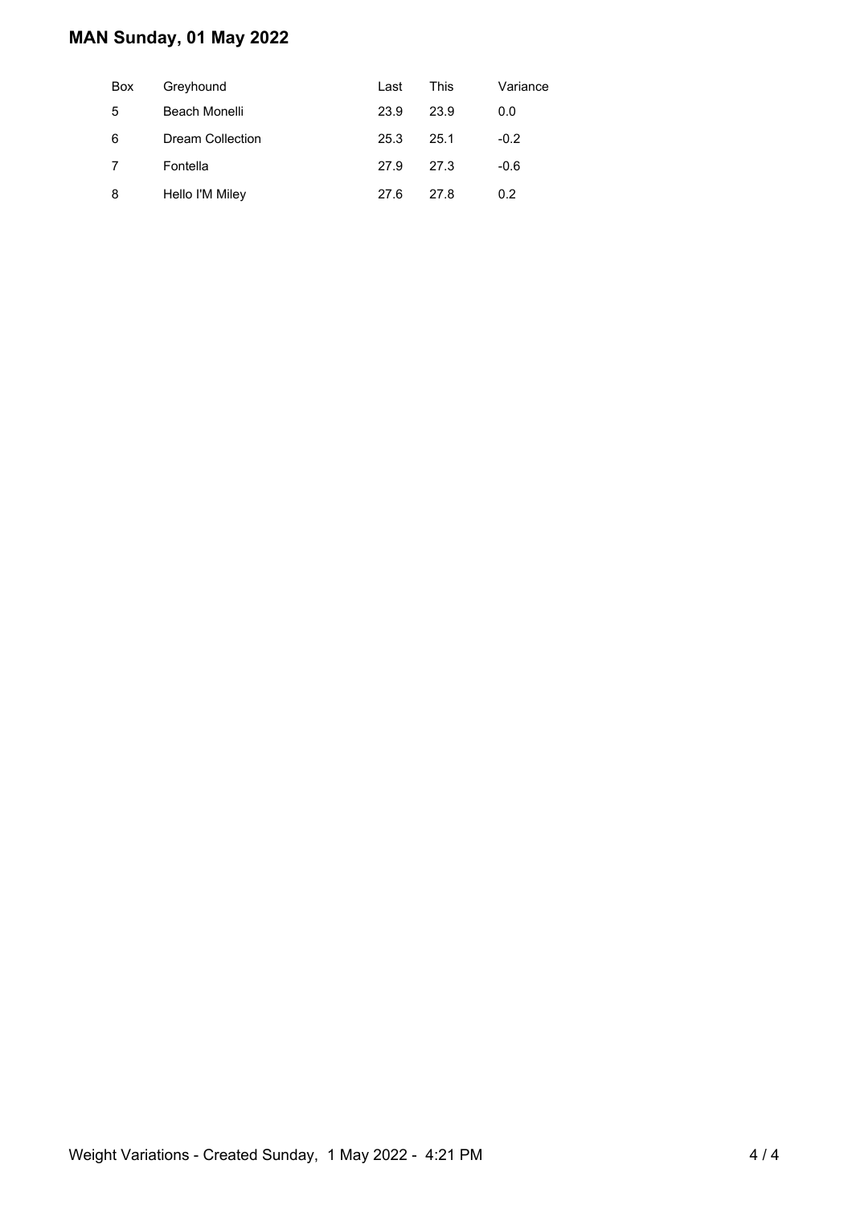## MAN Sunday, 01 May 2022

| Box | Greyhound | Last | This | Variance |
|---|---|---|---|---|
| 5 | Beach Monelli | 23.9 | 23.9 | 0.0 |
| 6 | Dream Collection | 25.3 | 25.1 | -0.2 |
| 7 | Fontella | 27.9 | 27.3 | -0.6 |
| 8 | Hello I'M Miley | 27.6 | 27.8 | 0.2 |